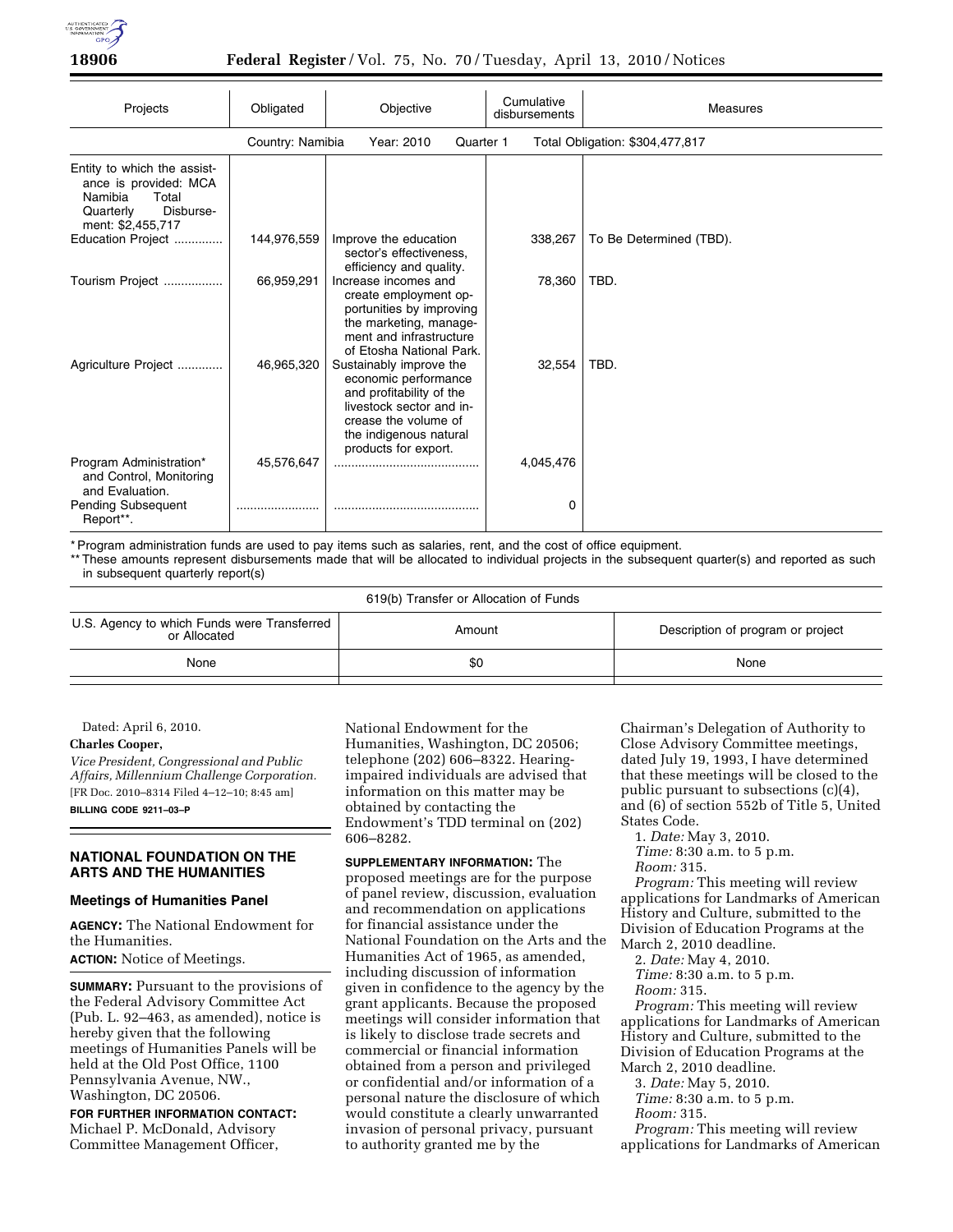| Projects | Obligated | Objective | Cumulative disbursements | Measures |
|---|---|---|---|---|
| | Country: Namibia | Year: 2010 | Quarter 1 | Total Obligation: $304,477,817 |
| Entity to which the assistance is provided: MCA Namibia Total Quarterly Disbursement: $2,455,717 | | | | |
| Education Project .............. | 144,976,559 | Improve the education sector's effectiveness, efficiency and quality. | 338,267 | To Be Determined (TBD). |
| Tourism Project ................. | 66,959,291 | Increase incomes and create employment opportunities by improving the marketing, management and infrastructure of Etosha National Park. | 78,360 | TBD. |
| Agriculture Project ............. | 46,965,320 | Sustainably improve the economic performance and profitability of the livestock sector and increase the volume of the indigenous natural products for export. | 32,554 | TBD. |
| Program Administration* and Control, Monitoring and Evaluation. | 45,576,647 | .......................................... | 4,045,476 | |
| Pending Subsequent Report**. | ........................ | .......................................... | 0 | |

\* Program administration funds are used to pay items such as salaries, rent, and the cost of office equipment.

\*\* These amounts represent disbursements made that will be allocated to individual projects in the subsequent quarter(s) and reported as such in subsequent quarterly report(s)

| 619(b) Transfer or Allocation of Funds | | |
|---|---|---|
| U.S. Agency to which Funds were Transferred or Allocated | Amount | Description of program or project |
| None | $0 | None |

Dated: April 6, 2010.

**Charles Cooper,**

*Vice President, Congressional and Public Affairs, Millennium Challenge Corporation.*

[FR Doc. 2010–8314 Filed 4–12–10; 8:45 am]

**BILLING CODE 9211–03–P**

## NATIONAL FOUNDATION ON THE ARTS AND THE HUMANITIES

### Meetings of Humanities Panel

**AGENCY:** The National Endowment for the Humanities.

**ACTION:** Notice of Meetings.

**SUMMARY:** Pursuant to the provisions of the Federal Advisory Committee Act (Pub. L. 92–463, as amended), notice is hereby given that the following meetings of Humanities Panels will be held at the Old Post Office, 1100 Pennsylvania Avenue, NW., Washington, DC 20506.

**FOR FURTHER INFORMATION CONTACT:** Michael P. McDonald, Advisory Committee Management Officer, National Endowment for the Humanities, Washington, DC 20506; telephone (202) 606–8322. Hearing-impaired individuals are advised that information on this matter may be obtained by contacting the Endowment's TDD terminal on (202) 606–8282.

**SUPPLEMENTARY INFORMATION:** The proposed meetings are for the purpose of panel review, discussion, evaluation and recommendation on applications for financial assistance under the National Foundation on the Arts and the Humanities Act of 1965, as amended, including discussion of information given in confidence to the agency by the grant applicants. Because the proposed meetings will consider information that is likely to disclose trade secrets and commercial or financial information obtained from a person and privileged or confidential and/or information of a personal nature the disclosure of which would constitute a clearly unwarranted invasion of personal privacy, pursuant to authority granted me by the Chairman's Delegation of Authority to Close Advisory Committee meetings, dated July 19, 1993, I have determined that these meetings will be closed to the public pursuant to subsections (c)(4), and (6) of section 552b of Title 5, United States Code.

1. *Date:* May 3, 2010.
*Time:* 8:30 a.m. to 5 p.m.
*Room:* 315.
*Program:* This meeting will review applications for Landmarks of American History and Culture, submitted to the Division of Education Programs at the March 2, 2010 deadline.

2. *Date:* May 4, 2010.
*Time:* 8:30 a.m. to 5 p.m.
*Room:* 315.
*Program:* This meeting will review applications for Landmarks of American History and Culture, submitted to the Division of Education Programs at the March 2, 2010 deadline.

3. *Date:* May 5, 2010.
*Time:* 8:30 a.m. to 5 p.m.
*Room:* 315.
*Program:* This meeting will review applications for Landmarks of American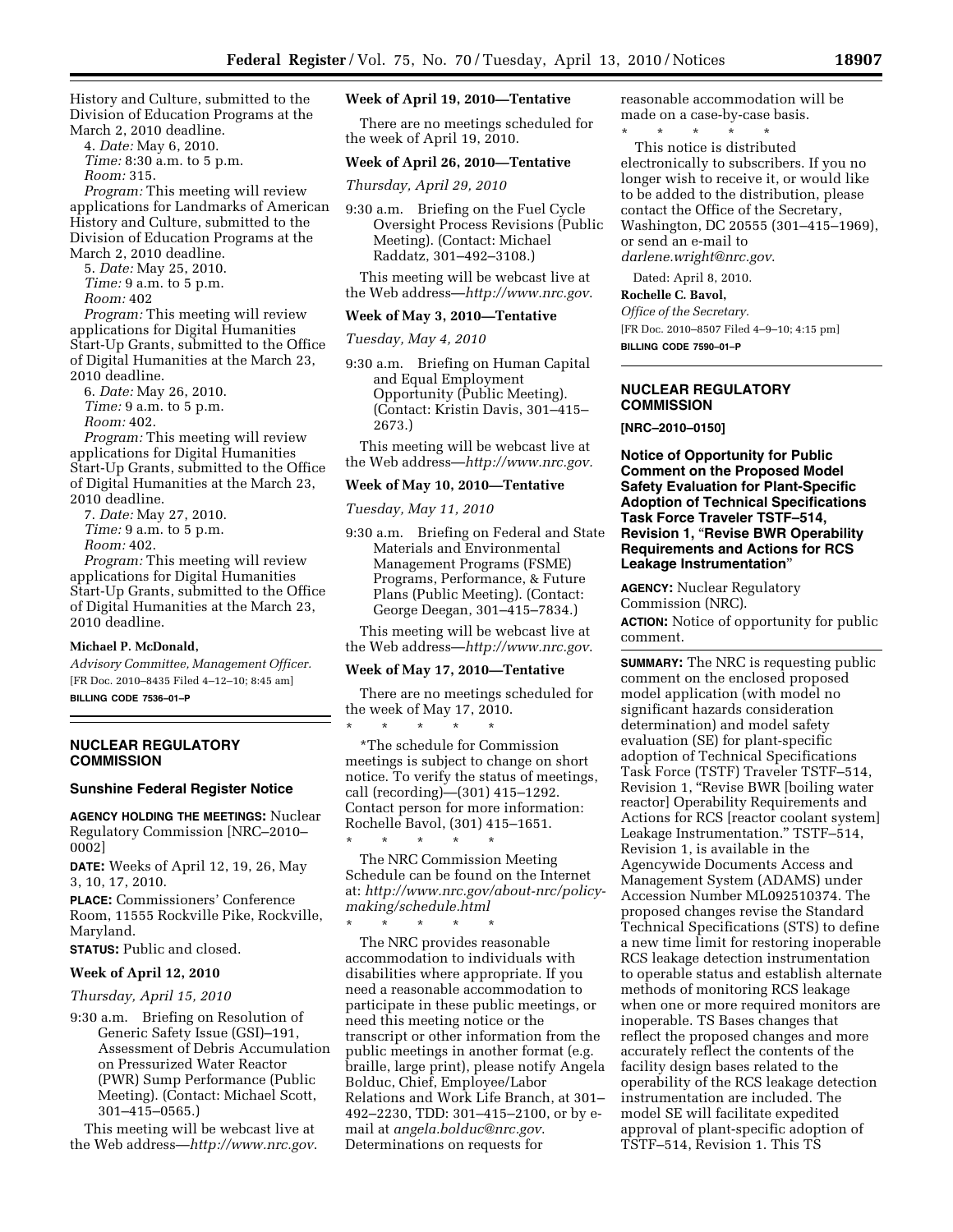History and Culture, submitted to the Division of Education Programs at the March 2, 2010 deadline.

4. *Date:* May 6, 2010.

*Time:* 8:30 a.m. to 5 p.m.

*Room:* 315.

*Program:* This meeting will review applications for Landmarks of American History and Culture, submitted to the Division of Education Programs at the March 2, 2010 deadline.

5. *Date:* May 25, 2010.

*Time:* 9 a.m. to 5 p.m.

*Room:* 402

*Program:* This meeting will review applications for Digital Humanities Start-Up Grants, submitted to the Office of Digital Humanities at the March 23, 2010 deadline.

6. *Date:* May 26, 2010.

*Time:* 9 a.m. to 5 p.m.

*Room:* 402.

*Program:* This meeting will review applications for Digital Humanities Start-Up Grants, submitted to the Office of Digital Humanities at the March 23, 2010 deadline.

7. *Date:* May 27, 2010.

*Time:* 9 a.m. to 5 p.m.

*Room:* 402.

*Program:* This meeting will review applications for Digital Humanities Start-Up Grants, submitted to the Office of Digital Humanities at the March 23, 2010 deadline.

**Michael P. McDonald,**

*Advisory Committee, Management Officer.*

[FR Doc. 2010–8435 Filed 4–12–10; 8:45 am]

**BILLING CODE 7536–01–P**

## NUCLEAR REGULATORY COMMISSION

### Sunshine Federal Register Notice

**AGENCY HOLDING THE MEETINGS:** Nuclear Regulatory Commission [NRC–2010–0002]

**DATE:** Weeks of April 12, 19, 26, May 3, 10, 17, 2010.

**PLACE:** Commissioners' Conference Room, 11555 Rockville Pike, Rockville, Maryland.

**STATUS:** Public and closed.

**Week of April 12, 2010**

*Thursday, April 15, 2010*

9:30 a.m. Briefing on Resolution of Generic Safety Issue (GSI)–191, Assessment of Debris Accumulation on Pressurized Water Reactor (PWR) Sump Performance (Public Meeting). (Contact: Michael Scott, 301–415–0565.)

This meeting will be webcast live at the Web address—*http://www.nrc.gov*.

**Week of April 19, 2010—Tentative**

There are no meetings scheduled for the week of April 19, 2010.

**Week of April 26, 2010—Tentative**

*Thursday, April 29, 2010*

9:30 a.m. Briefing on the Fuel Cycle Oversight Process Revisions (Public Meeting). (Contact: Michael Raddatz, 301–492–3108.)

This meeting will be webcast live at the Web address—*http://www.nrc.gov*.

**Week of May 3, 2010—Tentative**

*Tuesday, May 4, 2010*

9:30 a.m. Briefing on Human Capital and Equal Employment Opportunity (Public Meeting). (Contact: Kristin Davis, 301–415–2673.)

This meeting will be webcast live at the Web address—*http://www.nrc.gov.*

**Week of May 10, 2010—Tentative**

*Tuesday, May 11, 2010*

9:30 a.m. Briefing on Federal and State Materials and Environmental Management Programs (FSME) Programs, Performance, & Future Plans (Public Meeting). (Contact: George Deegan, 301–415–7834.)

This meeting will be webcast live at the Web address—*http://www.nrc.gov*.

**Week of May 17, 2010—Tentative**

There are no meetings scheduled for the week of May 17, 2010.

\* \* \* \* \*

*The schedule for Commission meetings is subject to change on short notice. To verify the status of meetings, call (recording)—(301) 415–1292. Contact person for more information: Rochelle Bavol, (301) 415–1651.

\* \* \* \* \*

The NRC Commission Meeting Schedule can be found on the Internet at: *http://www.nrc.gov/about-nrc/policy-making/schedule.html*

\* \* \* \* \*

The NRC provides reasonable accommodation to individuals with disabilities where appropriate. If you need a reasonable accommodation to participate in these public meetings, or need this meeting notice or the transcript or other information from the public meetings in another format (e.g. braille, large print), please notify Angela Bolduc, Chief, Employee/Labor Relations and Work Life Branch, at 301–492–2230, TDD: 301–415–2100, or by e-mail at *angela.bolduc@nrc.gov*. Determinations on requests for reasonable accommodation will be made on a case-by-case basis.

\* \* \* \* \*

This notice is distributed electronically to subscribers. If you no longer wish to receive it, or would like to be added to the distribution, please contact the Office of the Secretary, Washington, DC 20555 (301–415–1969), or send an e-mail to *darlene.wright@nrc.gov*.

Dated: April 8, 2010.

**Rochelle C. Bavol,**

*Office of the Secretary.*

[FR Doc. 2010–8507 Filed 4–9–10; 4:15 pm]

**BILLING CODE 7590–01–P**

## NUCLEAR REGULATORY COMMISSION

**[NRC–2010–0150]**

### Notice of Opportunity for Public Comment on the Proposed Model Safety Evaluation for Plant-Specific Adoption of Technical Specifications Task Force Traveler TSTF–514, Revision 1, "Revise BWR Operability Requirements and Actions for RCS Leakage Instrumentation"

**AGENCY:** Nuclear Regulatory Commission (NRC).

**ACTION:** Notice of opportunity for public comment.

**SUMMARY:** The NRC is requesting public comment on the enclosed proposed model application (with model no significant hazards consideration determination) and model safety evaluation (SE) for plant-specific adoption of Technical Specifications Task Force (TSTF) Traveler TSTF–514, Revision 1, "Revise BWR [boiling water reactor] Operability Requirements and Actions for RCS [reactor coolant system] Leakage Instrumentation." TSTF–514, Revision 1, is available in the Agencywide Documents Access and Management System (ADAMS) under Accession Number ML092510374. The proposed changes revise the Standard Technical Specifications (STS) to define a new time limit for restoring inoperable RCS leakage detection instrumentation to operable status and establish alternate methods of monitoring RCS leakage when one or more required monitors are inoperable. TS Bases changes that reflect the proposed changes and more accurately reflect the contents of the facility design bases related to the operability of the RCS leakage detection instrumentation are included. The model SE will facilitate expedited approval of plant-specific adoption of TSTF–514, Revision 1. This TS